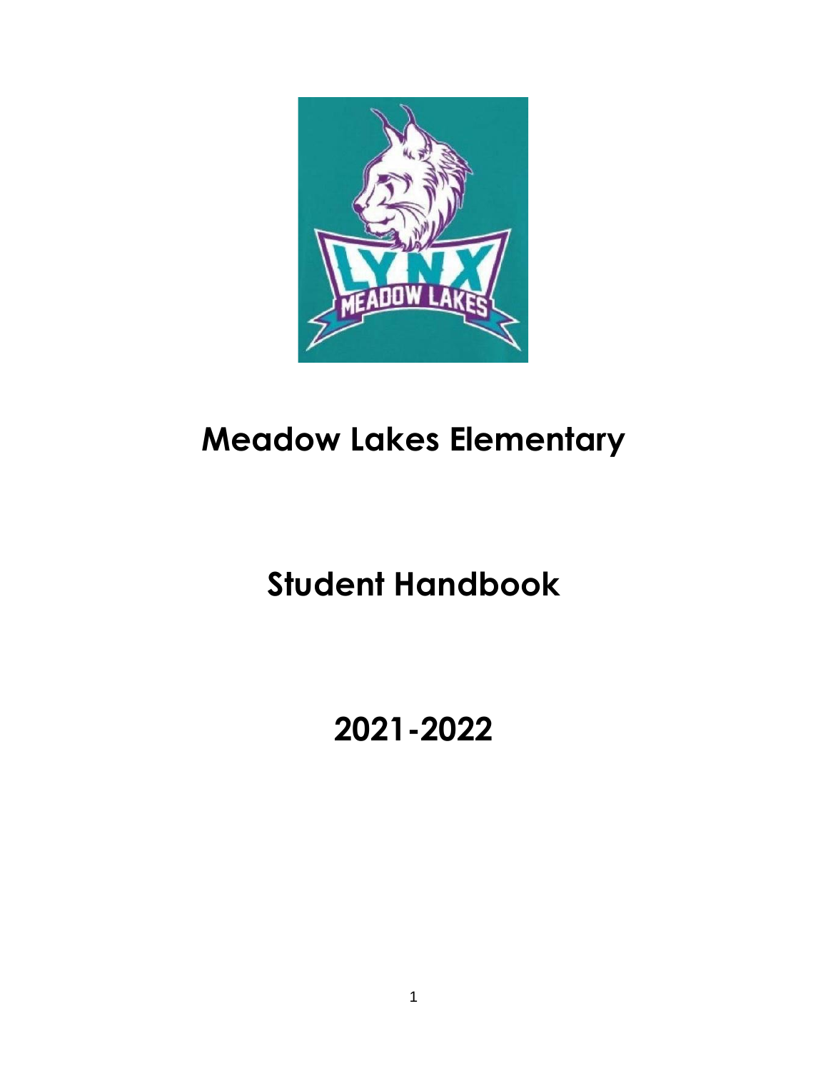# Meadow Lakes Elementary

# Student Handbook

# 2021-2022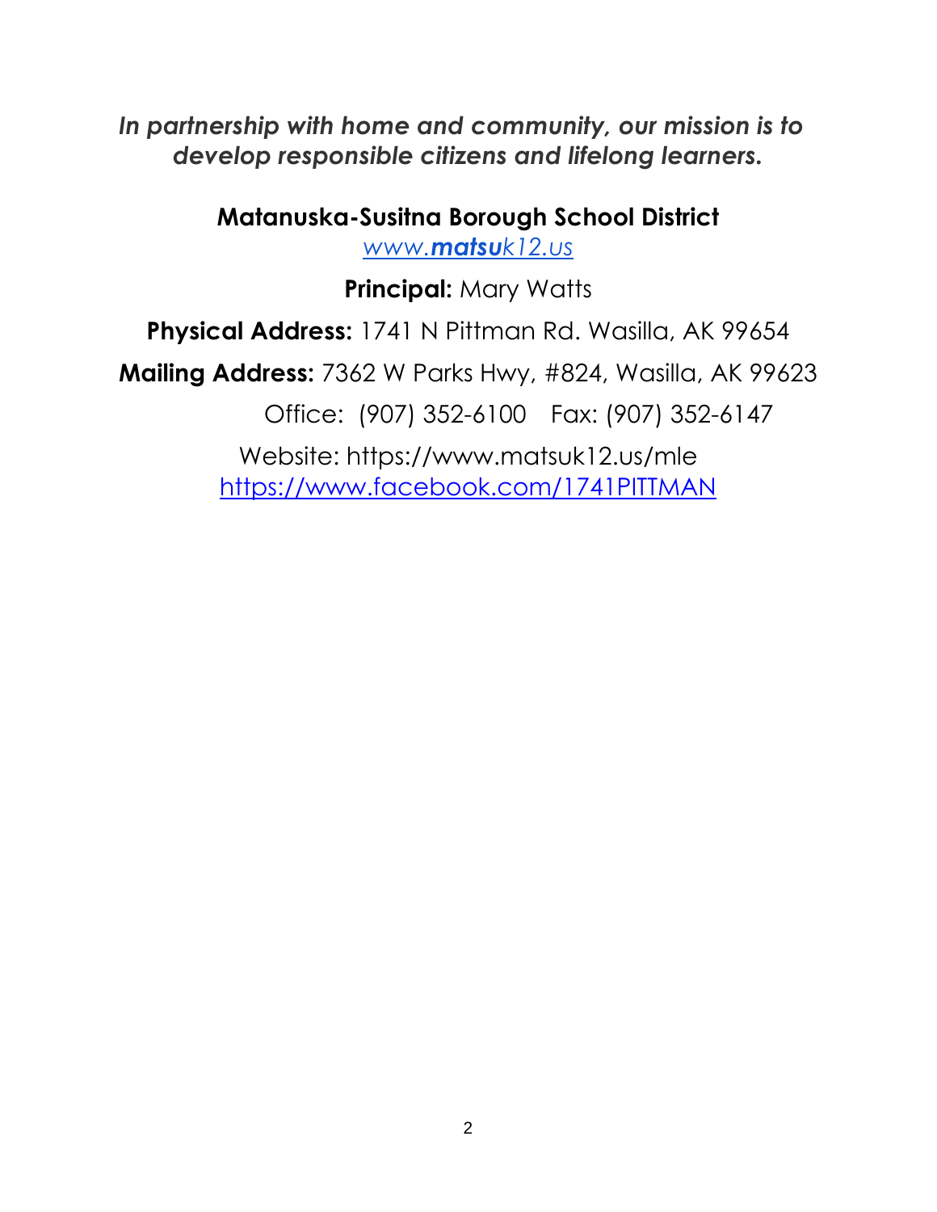***In partnership with home and community, our mission is to develop responsible citizens and lifelong learners.***

**Matanuska-Susitna Borough School District**

*[www.**matsu**k12.us](http://www.matsuk12.us)*

**Principal:** Mary Watts

**Physical Address:** 1741 N Pittman Rd. Wasilla, AK 99654

**Mailing Address:** 7362 W Parks Hwy, #824, Wasilla, AK 99623

Office: (907) 352-6100 Fax: (907) 352-6147

Website: https://www.matsuk12.us/mle

[https://www.facebook.com/1741PITTMAN](https://www.facebook.com/1741PITTMAN)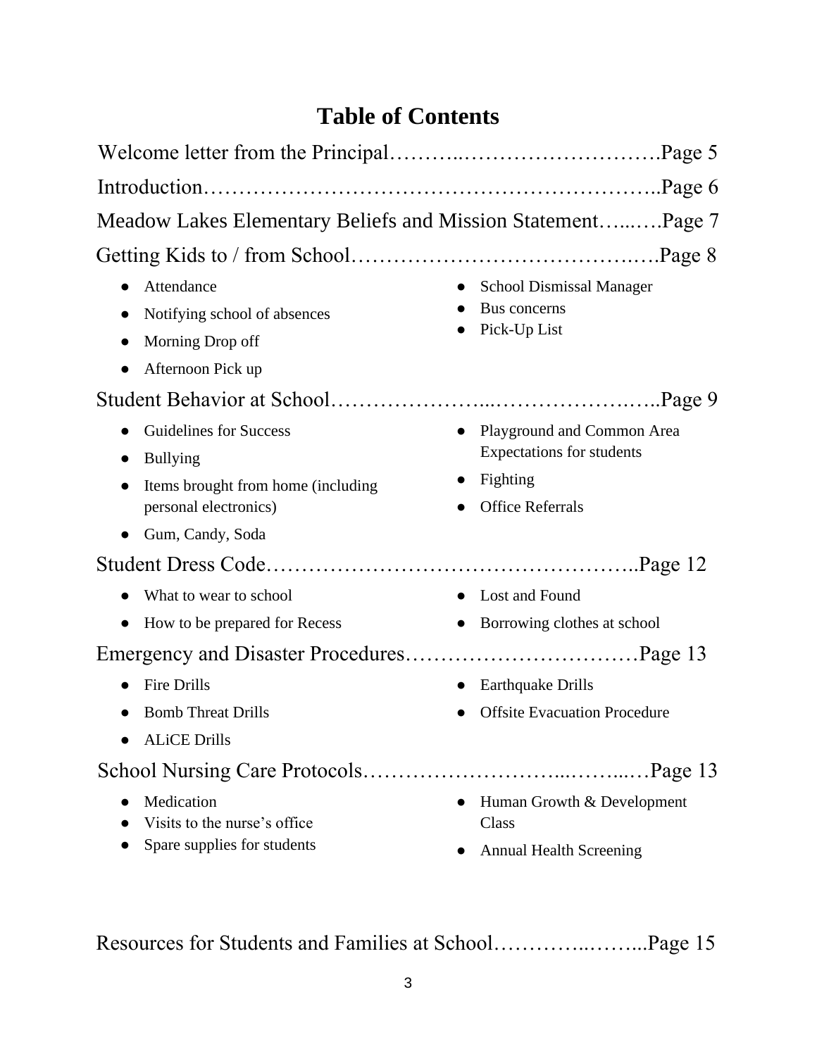# Table of Contents

Welcome letter from the Principal……….………………………Page 5

Introduction……………………………………………………..Page 6

Meadow Lakes Elementary Beliefs and Mission Statement…..….Page 7

Getting Kids to / from School……………………………….….Page 8

- Attendance
- Notifying school of absences
- Morning Drop off
- Afternoon Pick up
- School Dismissal Manager
- Bus concerns
- Pick-Up List

Student Behavior at School…………………...………………..…..Page 9

- Guidelines for Success
- Bullying
- Items brought from home (including personal electronics)
- Gum, Candy, Soda
- Playground and Common Area Expectations for students
- Fighting
- Office Referrals

Student Dress Code……………………………………………..Page 12

- What to wear to school
- How to be prepared for Recess
- Lost and Found
- Borrowing clothes at school

Emergency and Disaster Procedures……………………………Page 13

- Fire Drills
- Bomb Threat Drills
- ALiCE Drills
- Earthquake Drills
- Offsite Evacuation Procedure

School Nursing Care Protocols……………………...……...…Page 13

- Medication
- Visits to the nurse's office
- Spare supplies for students
- Human Growth & Development Class
- Annual Health Screening

Resources for Students and Families at School…………..……..Page 15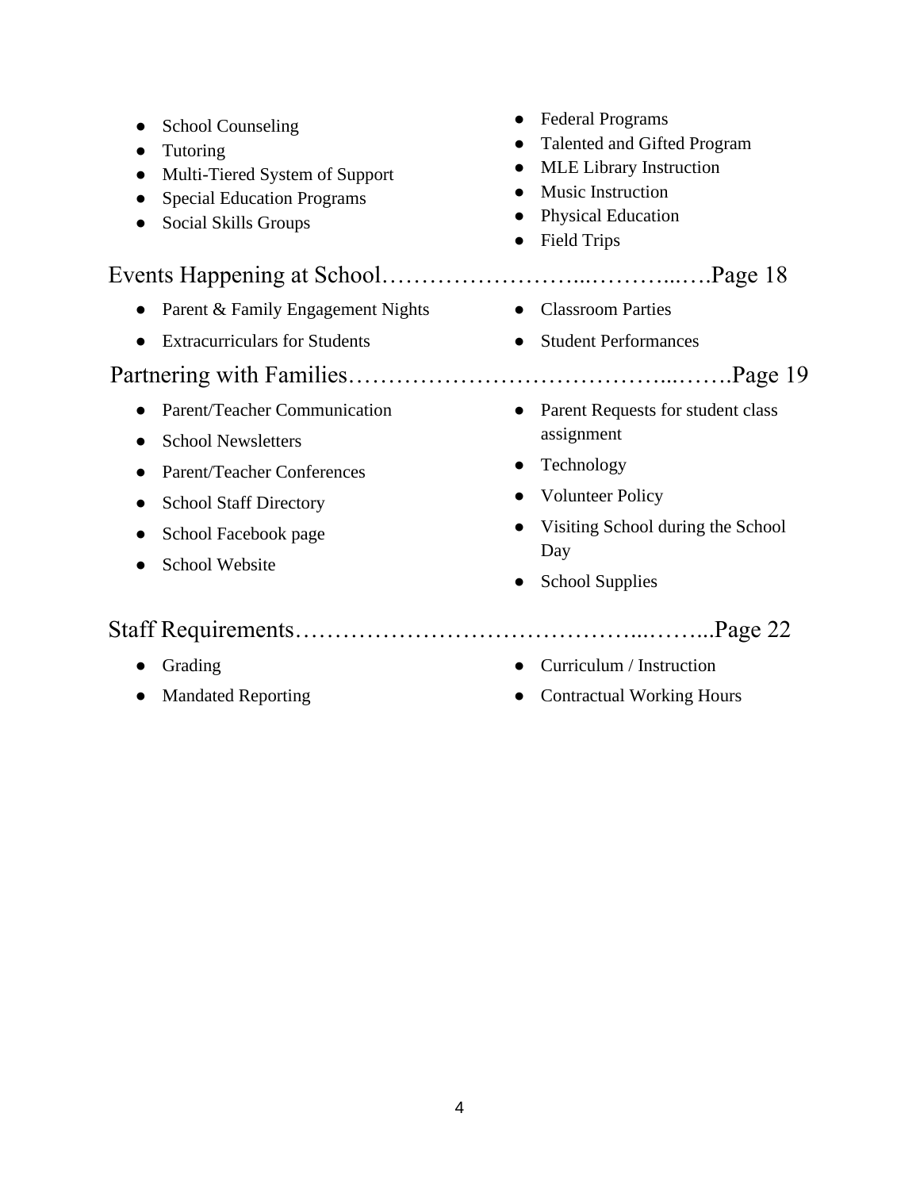- School Counseling
- Tutoring
- Multi-Tiered System of Support
- Special Education Programs
- Social Skills Groups
- Federal Programs
- Talented and Gifted Program
- MLE Library Instruction
- Music Instruction
- Physical Education
- Field Trips

## Events Happening at School……………………...………...….Page 18

- Parent & Family Engagement Nights
- Extracurriculars for Students
- Classroom Parties
- Student Performances

## Partnering with Families………………………………...…….Page 19

- Parent/Teacher Communication
- School Newsletters
- Parent/Teacher Conferences
- School Staff Directory
- School Facebook page
- School Website
- Parent Requests for student class assignment
- Technology
- Volunteer Policy
- Visiting School during the School Day
- School Supplies

## Staff Requirements…………………………………...……...Page 22

- Grading
- Mandated Reporting
- Curriculum / Instruction
- Contractual Working Hours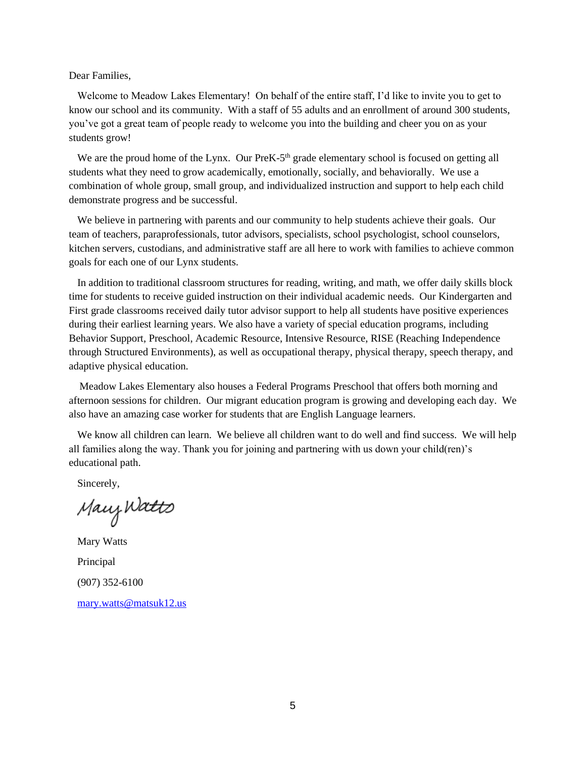Dear Families,

Welcome to Meadow Lakes Elementary! On behalf of the entire staff, I'd like to invite you to get to know our school and its community. With a staff of 55 adults and an enrollment of around 300 students, you've got a great team of people ready to welcome you into the building and cheer you on as your students grow!

We are the proud home of the Lynx. Our PreK-5th grade elementary school is focused on getting all students what they need to grow academically, emotionally, socially, and behaviorally. We use a combination of whole group, small group, and individualized instruction and support to help each child demonstrate progress and be successful.

We believe in partnering with parents and our community to help students achieve their goals. Our team of teachers, paraprofessionals, tutor advisors, specialists, school psychologist, school counselors, kitchen servers, custodians, and administrative staff are all here to work with families to achieve common goals for each one of our Lynx students.

In addition to traditional classroom structures for reading, writing, and math, we offer daily skills block time for students to receive guided instruction on their individual academic needs. Our Kindergarten and First grade classrooms received daily tutor advisor support to help all students have positive experiences during their earliest learning years. We also have a variety of special education programs, including Behavior Support, Preschool, Academic Resource, Intensive Resource, RISE (Reaching Independence through Structured Environments), as well as occupational therapy, physical therapy, speech therapy, and adaptive physical education.

Meadow Lakes Elementary also houses a Federal Programs Preschool that offers both morning and afternoon sessions for children. Our migrant education program is growing and developing each day. We also have an amazing case worker for students that are English Language learners.

We know all children can learn. We believe all children want to do well and find success. We will help all families along the way. Thank you for joining and partnering with us down your child(ren)'s educational path.

Sincerely,

Mary Watts

Mary Watts

Principal

(907) 352-6100

mary.watts@matsuk12.us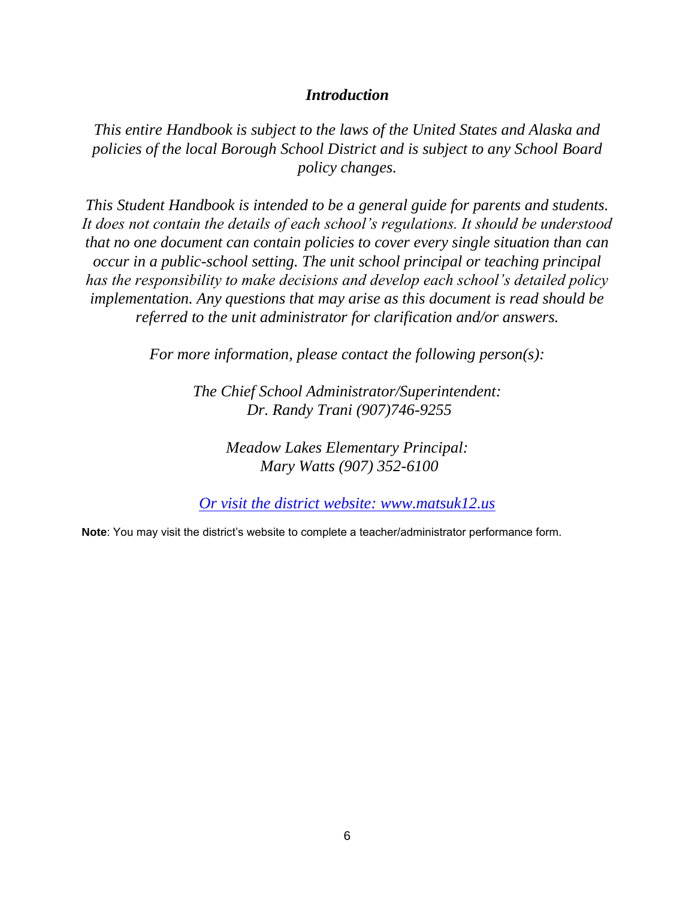## *Introduction*

*This entire Handbook is subject to the laws of the United States and Alaska and policies of the local Borough School District and is subject to any School Board policy changes.*

*This Student Handbook is intended to be a general guide for parents and students. It does not contain the details of each school's regulations. It should be understood that no one document can contain policies to cover every single situation than can occur in a public-school setting. The unit school principal or teaching principal has the responsibility to make decisions and develop each school's detailed policy implementation. Any questions that may arise as this document is read should be referred to the unit administrator for clarification and/or answers.*

*For more information, please contact the following person(s):*

*The Chief School Administrator/Superintendent:*
*Dr. Randy Trani (907)746-9255*

*Meadow Lakes Elementary Principal:*
*Mary Watts (907) 352-6100*

*Or visit the district website: www.matsuk12.us*

**Note**: You may visit the district's website to complete a teacher/administrator performance form.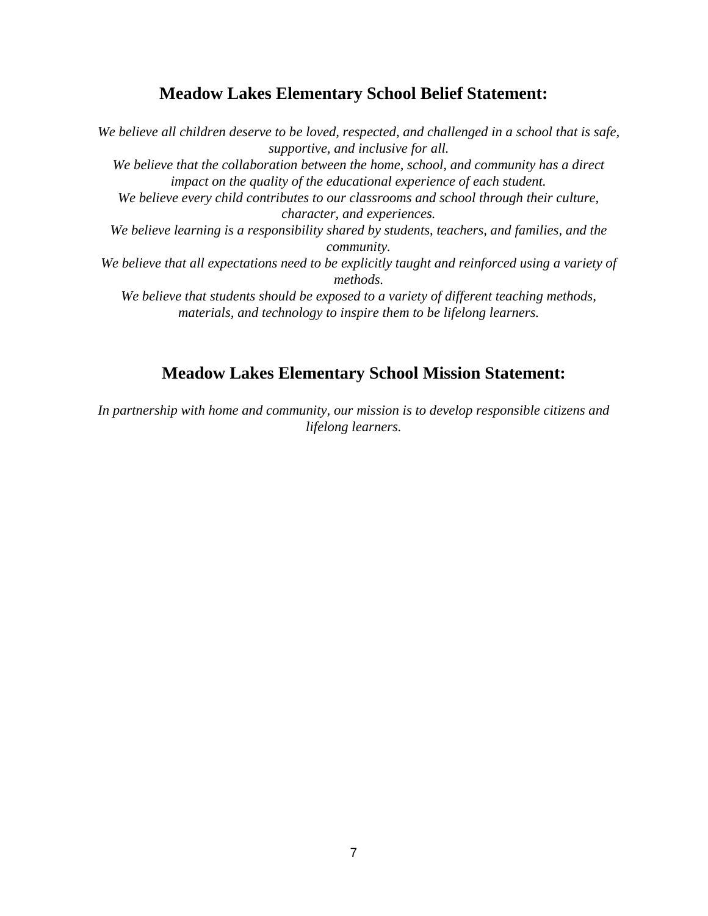## Meadow Lakes Elementary School Belief Statement:

*We believe all children deserve to be loved, respected, and challenged in a school that is safe, supportive, and inclusive for all.*
*We believe that the collaboration between the home, school, and community has a direct impact on the quality of the educational experience of each student.*
*We believe every child contributes to our classrooms and school through their culture, character, and experiences.*
*We believe learning is a responsibility shared by students, teachers, and families, and the community.*
*We believe that all expectations need to be explicitly taught and reinforced using a variety of methods.*
*We believe that students should be exposed to a variety of different teaching methods, materials, and technology to inspire them to be lifelong learners.*

## Meadow Lakes Elementary School Mission Statement:

*In partnership with home and community, our mission is to develop responsible citizens and lifelong learners.*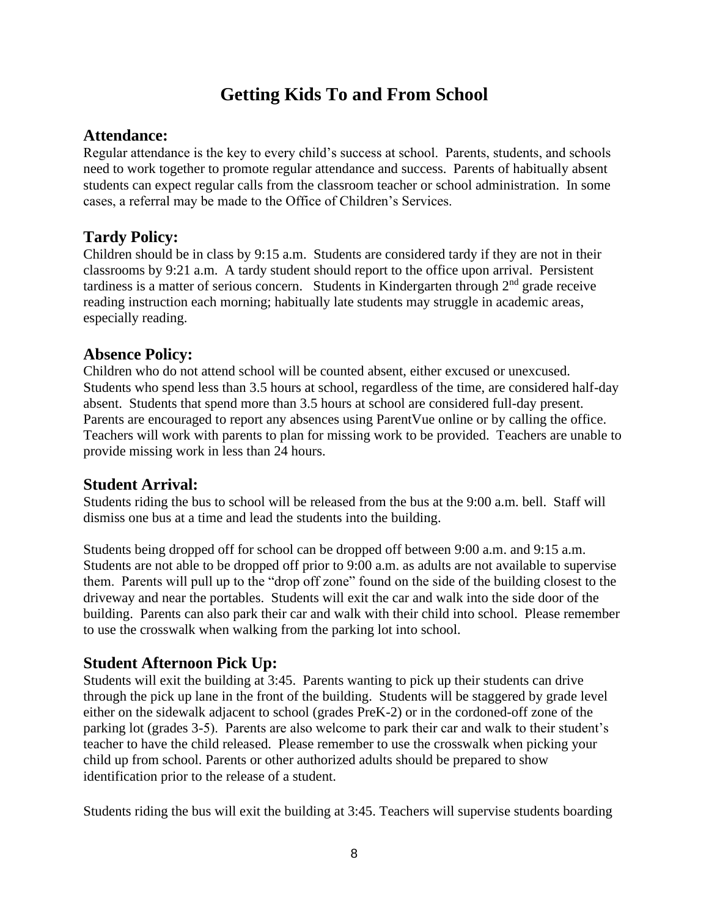# Getting Kids To and From School

## Attendance:

Regular attendance is the key to every child's success at school. Parents, students, and schools need to work together to promote regular attendance and success. Parents of habitually absent students can expect regular calls from the classroom teacher or school administration. In some cases, a referral may be made to the Office of Children's Services.

## Tardy Policy:

Children should be in class by 9:15 a.m. Students are considered tardy if they are not in their classrooms by 9:21 a.m. A tardy student should report to the office upon arrival. Persistent tardiness is a matter of serious concern. Students in Kindergarten through 2nd grade receive reading instruction each morning; habitually late students may struggle in academic areas, especially reading.

## Absence Policy:

Children who do not attend school will be counted absent, either excused or unexcused. Students who spend less than 3.5 hours at school, regardless of the time, are considered half-day absent. Students that spend more than 3.5 hours at school are considered full-day present. Parents are encouraged to report any absences using ParentVue online or by calling the office. Teachers will work with parents to plan for missing work to be provided. Teachers are unable to provide missing work in less than 24 hours.

## Student Arrival:

Students riding the bus to school will be released from the bus at the 9:00 a.m. bell. Staff will dismiss one bus at a time and lead the students into the building.

Students being dropped off for school can be dropped off between 9:00 a.m. and 9:15 a.m. Students are not able to be dropped off prior to 9:00 a.m. as adults are not available to supervise them. Parents will pull up to the "drop off zone" found on the side of the building closest to the driveway and near the portables. Students will exit the car and walk into the side door of the building. Parents can also park their car and walk with their child into school. Please remember to use the crosswalk when walking from the parking lot into school.

## Student Afternoon Pick Up:

Students will exit the building at 3:45. Parents wanting to pick up their students can drive through the pick up lane in the front of the building. Students will be staggered by grade level either on the sidewalk adjacent to school (grades PreK-2) or in the cordoned-off zone of the parking lot (grades 3-5). Parents are also welcome to park their car and walk to their student's teacher to have the child released. Please remember to use the crosswalk when picking your child up from school. Parents or other authorized adults should be prepared to show identification prior to the release of a student.

Students riding the bus will exit the building at 3:45. Teachers will supervise students boarding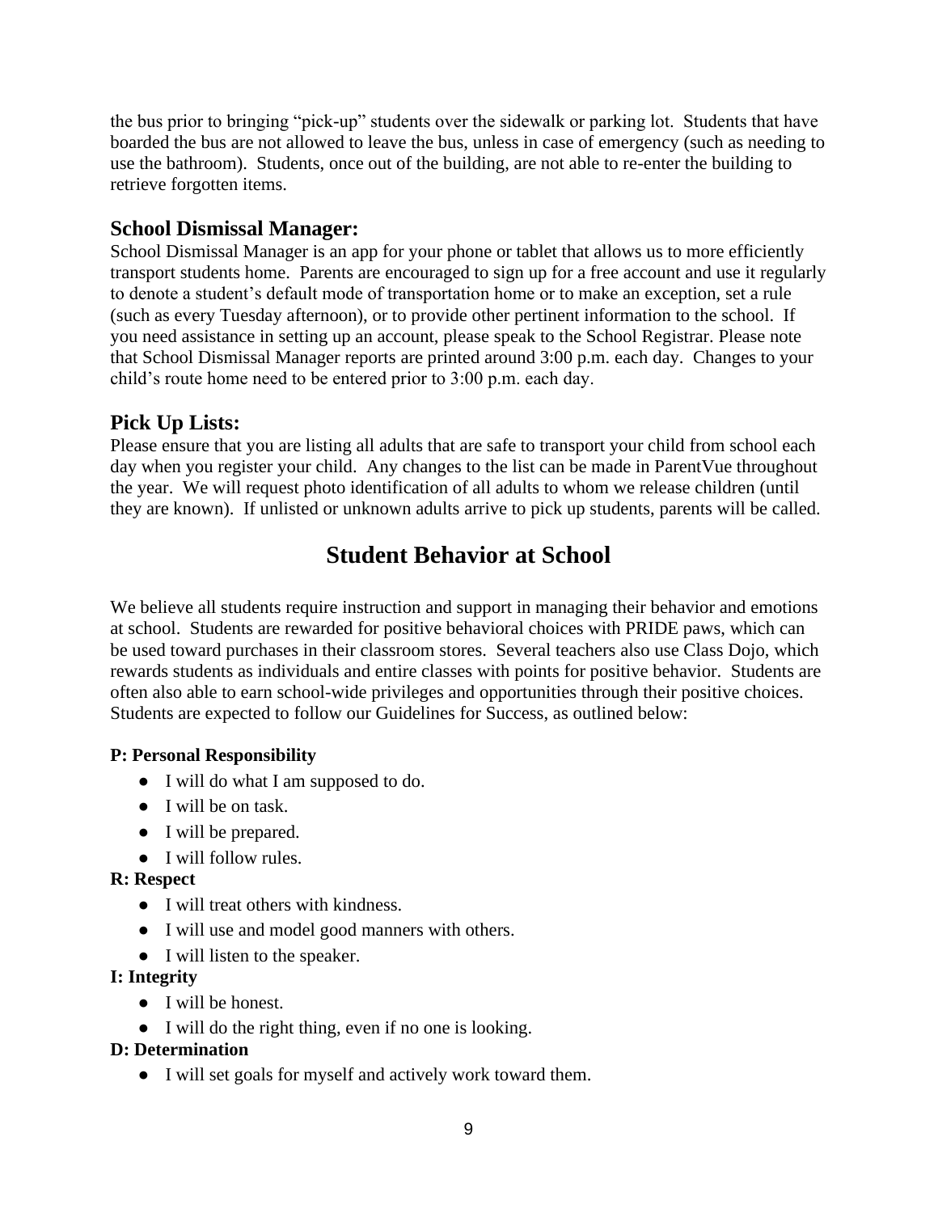the bus prior to bringing "pick-up" students over the sidewalk or parking lot. Students that have boarded the bus are not allowed to leave the bus, unless in case of emergency (such as needing to use the bathroom). Students, once out of the building, are not able to re-enter the building to retrieve forgotten items.

### School Dismissal Manager:

School Dismissal Manager is an app for your phone or tablet that allows us to more efficiently transport students home. Parents are encouraged to sign up for a free account and use it regularly to denote a student's default mode of transportation home or to make an exception, set a rule (such as every Tuesday afternoon), or to provide other pertinent information to the school. If you need assistance in setting up an account, please speak to the School Registrar. Please note that School Dismissal Manager reports are printed around 3:00 p.m. each day. Changes to your child's route home need to be entered prior to 3:00 p.m. each day.

### Pick Up Lists:

Please ensure that you are listing all adults that are safe to transport your child from school each day when you register your child. Any changes to the list can be made in ParentVue throughout the year. We will request photo identification of all adults to whom we release children (until they are known). If unlisted or unknown adults arrive to pick up students, parents will be called.

## Student Behavior at School

We believe all students require instruction and support in managing their behavior and emotions at school. Students are rewarded for positive behavioral choices with PRIDE paws, which can be used toward purchases in their classroom stores. Several teachers also use Class Dojo, which rewards students as individuals and entire classes with points for positive behavior. Students are often also able to earn school-wide privileges and opportunities through their positive choices. Students are expected to follow our Guidelines for Success, as outlined below:

**P: Personal Responsibility**

- I will do what I am supposed to do.
- I will be on task.
- I will be prepared.
- I will follow rules.

**R: Respect**

- I will treat others with kindness.
- I will use and model good manners with others.
- I will listen to the speaker.

**I: Integrity**

- I will be honest.
- I will do the right thing, even if no one is looking.

**D: Determination**

- I will set goals for myself and actively work toward them.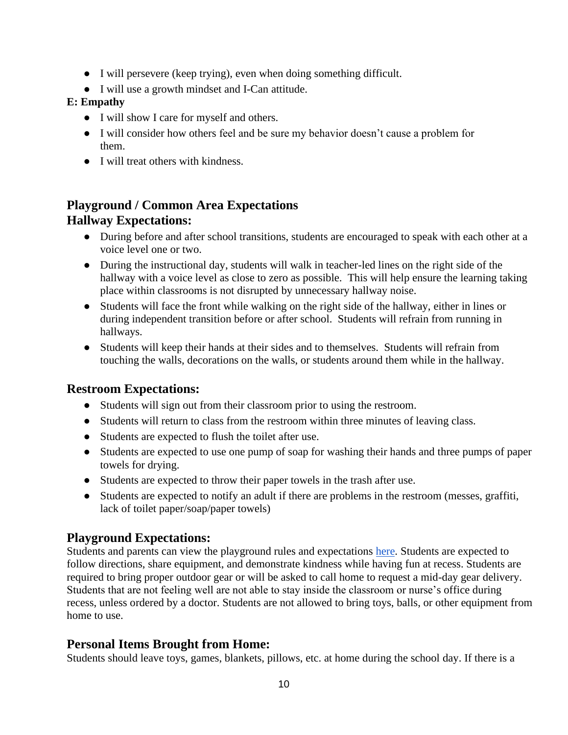- I will persevere (keep trying), even when doing something difficult.
- I will use a growth mindset and I-Can attitude.

**E: Empathy**

- I will show I care for myself and others.
- I will consider how others feel and be sure my behavior doesn't cause a problem for them.
- I will treat others with kindness.

## Playground / Common Area Expectations

## Hallway Expectations:

- During before and after school transitions, students are encouraged to speak with each other at a voice level one or two.
- During the instructional day, students will walk in teacher-led lines on the right side of the hallway with a voice level as close to zero as possible. This will help ensure the learning taking place within classrooms is not disrupted by unnecessary hallway noise.
- Students will face the front while walking on the right side of the hallway, either in lines or during independent transition before or after school. Students will refrain from running in hallways.
- Students will keep their hands at their sides and to themselves. Students will refrain from touching the walls, decorations on the walls, or students around them while in the hallway.

## Restroom Expectations:

- Students will sign out from their classroom prior to using the restroom.
- Students will return to class from the restroom within three minutes of leaving class.
- Students are expected to flush the toilet after use.
- Students are expected to use one pump of soap for washing their hands and three pumps of paper towels for drying.
- Students are expected to throw their paper towels in the trash after use.
- Students are expected to notify an adult if there are problems in the restroom (messes, graffiti, lack of toilet paper/soap/paper towels)

## Playground Expectations:

Students and parents can view the playground rules and expectations here. Students are expected to follow directions, share equipment, and demonstrate kindness while having fun at recess. Students are required to bring proper outdoor gear or will be asked to call home to request a mid-day gear delivery. Students that are not feeling well are not able to stay inside the classroom or nurse's office during recess, unless ordered by a doctor. Students are not allowed to bring toys, balls, or other equipment from home to use.

## Personal Items Brought from Home:

Students should leave toys, games, blankets, pillows, etc. at home during the school day. If there is a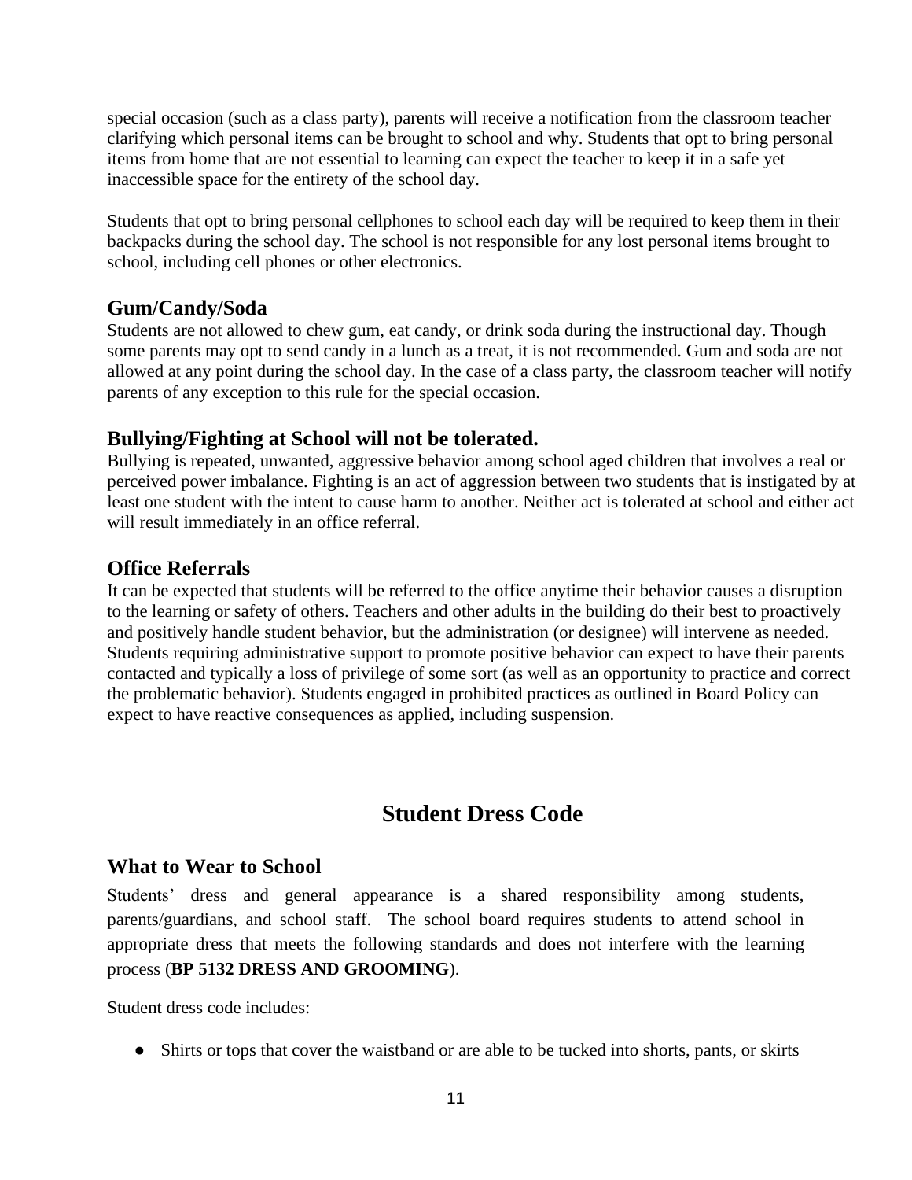special occasion (such as a class party), parents will receive a notification from the classroom teacher clarifying which personal items can be brought to school and why. Students that opt to bring personal items from home that are not essential to learning can expect the teacher to keep it in a safe yet inaccessible space for the entirety of the school day.

Students that opt to bring personal cellphones to school each day will be required to keep them in their backpacks during the school day. The school is not responsible for any lost personal items brought to school, including cell phones or other electronics.

### Gum/Candy/Soda

Students are not allowed to chew gum, eat candy, or drink soda during the instructional day. Though some parents may opt to send candy in a lunch as a treat, it is not recommended. Gum and soda are not allowed at any point during the school day. In the case of a class party, the classroom teacher will notify parents of any exception to this rule for the special occasion.

### Bullying/Fighting at School will not be tolerated.

Bullying is repeated, unwanted, aggressive behavior among school aged children that involves a real or perceived power imbalance. Fighting is an act of aggression between two students that is instigated by at least one student with the intent to cause harm to another. Neither act is tolerated at school and either act will result immediately in an office referral.

### Office Referrals

It can be expected that students will be referred to the office anytime their behavior causes a disruption to the learning or safety of others. Teachers and other adults in the building do their best to proactively and positively handle student behavior, but the administration (or designee) will intervene as needed. Students requiring administrative support to promote positive behavior can expect to have their parents contacted and typically a loss of privilege of some sort (as well as an opportunity to practice and correct the problematic behavior). Students engaged in prohibited practices as outlined in Board Policy can expect to have reactive consequences as applied, including suspension.

## Student Dress Code

### What to Wear to School

Students' dress and general appearance is a shared responsibility among students, parents/guardians, and school staff. The school board requires students to attend school in appropriate dress that meets the following standards and does not interfere with the learning process (**BP 5132 DRESS AND GROOMING**).

Student dress code includes:

- Shirts or tops that cover the waistband or are able to be tucked into shorts, pants, or skirts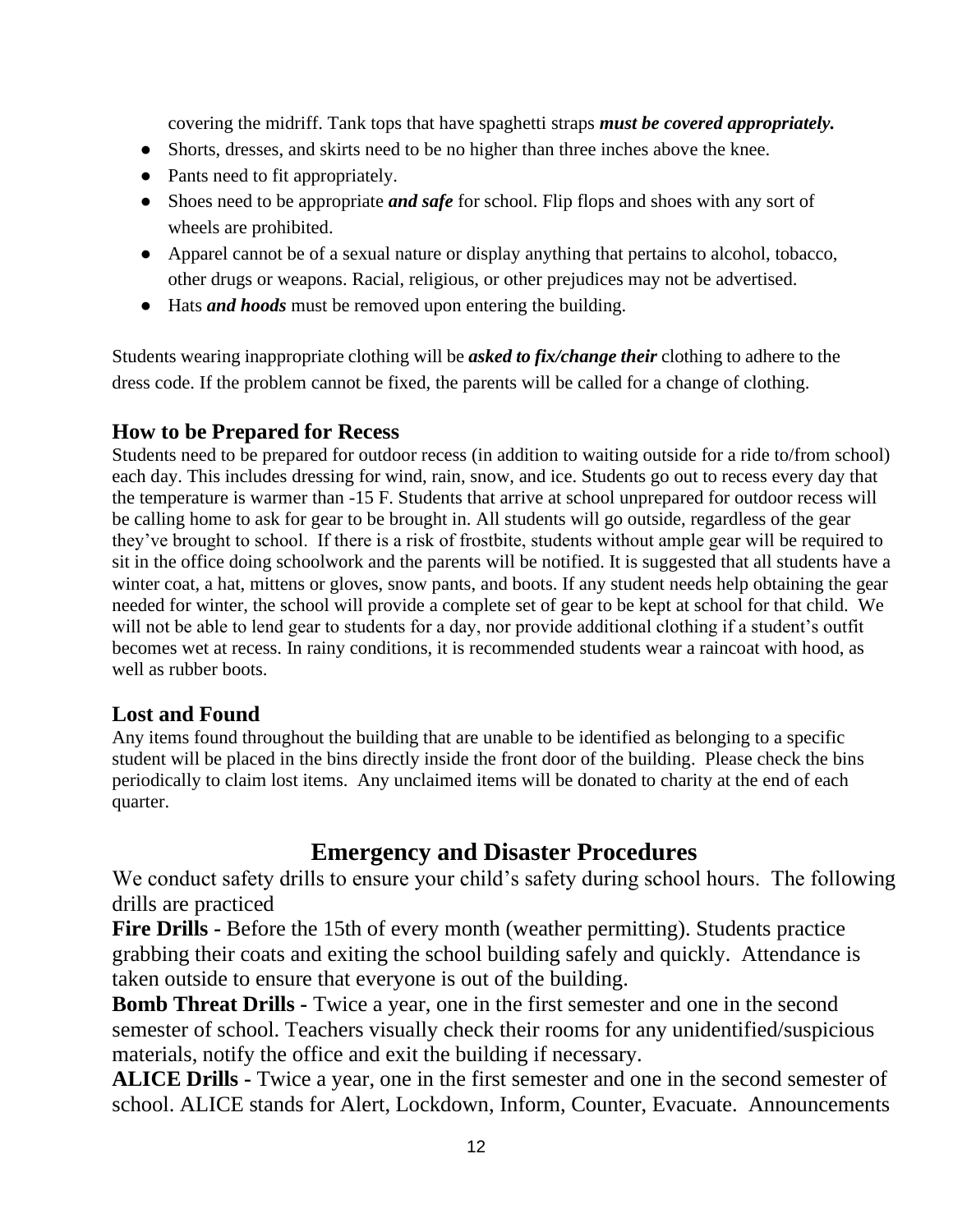covering the midriff. Tank tops that have spaghetti straps ***must be covered appropriately.***

- Shorts, dresses, and skirts need to be no higher than three inches above the knee.
- Pants need to fit appropriately.
- Shoes need to be appropriate ***and safe*** for school. Flip flops and shoes with any sort of wheels are prohibited.
- Apparel cannot be of a sexual nature or display anything that pertains to alcohol, tobacco, other drugs or weapons. Racial, religious, or other prejudices may not be advertised.
- Hats ***and hoods*** must be removed upon entering the building.

Students wearing inappropriate clothing will be ***asked to fix/change their*** clothing to adhere to the dress code. If the problem cannot be fixed, the parents will be called for a change of clothing.

### How to be Prepared for Recess

Students need to be prepared for outdoor recess (in addition to waiting outside for a ride to/from school) each day. This includes dressing for wind, rain, snow, and ice. Students go out to recess every day that the temperature is warmer than -15 F. Students that arrive at school unprepared for outdoor recess will be calling home to ask for gear to be brought in. All students will go outside, regardless of the gear they've brought to school. If there is a risk of frostbite, students without ample gear will be required to sit in the office doing schoolwork and the parents will be notified. It is suggested that all students have a winter coat, a hat, mittens or gloves, snow pants, and boots. If any student needs help obtaining the gear needed for winter, the school will provide a complete set of gear to be kept at school for that child. We will not be able to lend gear to students for a day, nor provide additional clothing if a student's outfit becomes wet at recess. In rainy conditions, it is recommended students wear a raincoat with hood, as well as rubber boots.

### Lost and Found

Any items found throughout the building that are unable to be identified as belonging to a specific student will be placed in the bins directly inside the front door of the building. Please check the bins periodically to claim lost items. Any unclaimed items will be donated to charity at the end of each quarter.

## Emergency and Disaster Procedures

We conduct safety drills to ensure your child's safety during school hours. The following drills are practiced

**Fire Drills -** Before the 15th of every month (weather permitting). Students practice grabbing their coats and exiting the school building safely and quickly. Attendance is taken outside to ensure that everyone is out of the building.

**Bomb Threat Drills -** Twice a year, one in the first semester and one in the second semester of school. Teachers visually check their rooms for any unidentified/suspicious materials, notify the office and exit the building if necessary.

**ALICE Drills -** Twice a year, one in the first semester and one in the second semester of school. ALICE stands for Alert, Lockdown, Inform, Counter, Evacuate. Announcements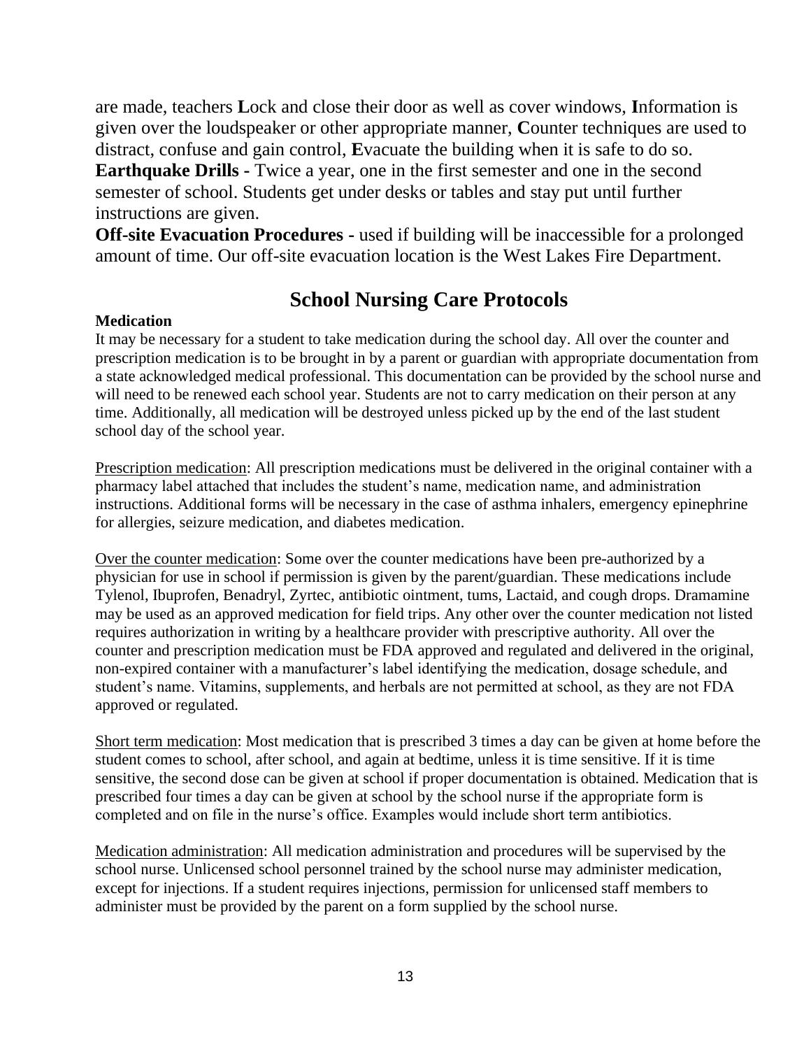are made, teachers **L**ock and close their door as well as cover windows, **I**nformation is given over the loudspeaker or other appropriate manner, **C**ounter techniques are used to distract, confuse and gain control, **E**vacuate the building when it is safe to do so.

**Earthquake Drills -** Twice a year, one in the first semester and one in the second semester of school. Students get under desks or tables and stay put until further instructions are given.

**Off-site Evacuation Procedures -** used if building will be inaccessible for a prolonged amount of time. Our off-site evacuation location is the West Lakes Fire Department.

## School Nursing Care Protocols

**Medication**

It may be necessary for a student to take medication during the school day. All over the counter and prescription medication is to be brought in by a parent or guardian with appropriate documentation from a state acknowledged medical professional. This documentation can be provided by the school nurse and will need to be renewed each school year. Students are not to carry medication on their person at any time. Additionally, all medication will be destroyed unless picked up by the end of the last student school day of the school year.

Prescription medication: All prescription medications must be delivered in the original container with a pharmacy label attached that includes the student's name, medication name, and administration instructions. Additional forms will be necessary in the case of asthma inhalers, emergency epinephrine for allergies, seizure medication, and diabetes medication.

Over the counter medication: Some over the counter medications have been pre-authorized by a physician for use in school if permission is given by the parent/guardian. These medications include Tylenol, Ibuprofen, Benadryl, Zyrtec, antibiotic ointment, tums, Lactaid, and cough drops. Dramamine may be used as an approved medication for field trips. Any other over the counter medication not listed requires authorization in writing by a healthcare provider with prescriptive authority. All over the counter and prescription medication must be FDA approved and regulated and delivered in the original, non-expired container with a manufacturer's label identifying the medication, dosage schedule, and student's name. Vitamins, supplements, and herbals are not permitted at school, as they are not FDA approved or regulated.

Short term medication: Most medication that is prescribed 3 times a day can be given at home before the student comes to school, after school, and again at bedtime, unless it is time sensitive. If it is time sensitive, the second dose can be given at school if proper documentation is obtained. Medication that is prescribed four times a day can be given at school by the school nurse if the appropriate form is completed and on file in the nurse's office. Examples would include short term antibiotics.

Medication administration: All medication administration and procedures will be supervised by the school nurse. Unlicensed school personnel trained by the school nurse may administer medication, except for injections. If a student requires injections, permission for unlicensed staff members to administer must be provided by the parent on a form supplied by the school nurse.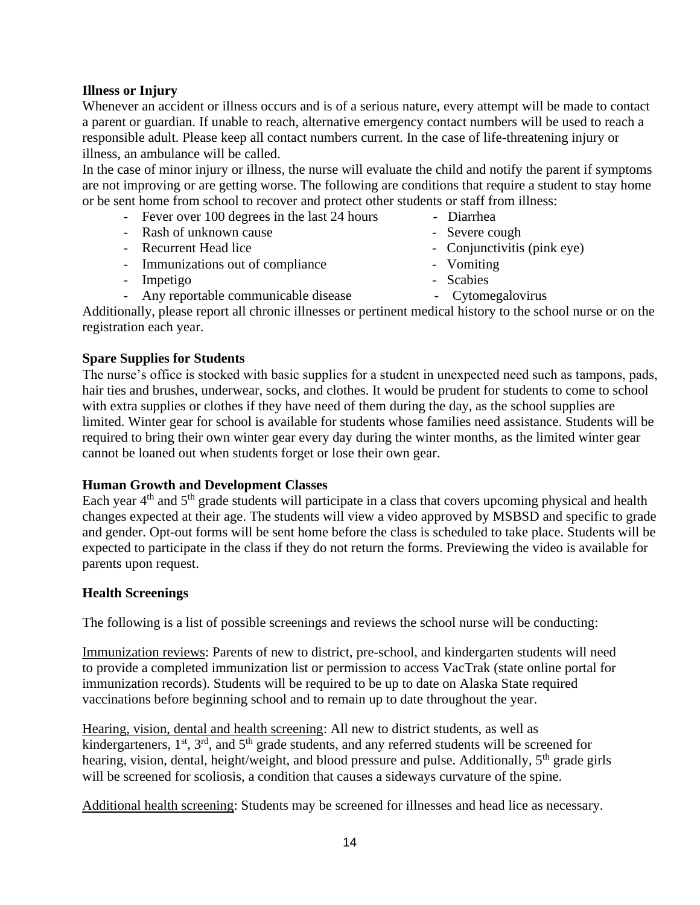**Illness or Injury**

Whenever an accident or illness occurs and is of a serious nature, every attempt will be made to contact a parent or guardian. If unable to reach, alternative emergency contact numbers will be used to reach a responsible adult. Please keep all contact numbers current. In the case of life-threatening injury or illness, an ambulance will be called.

In the case of minor injury or illness, the nurse will evaluate the child and notify the parent if symptoms are not improving or are getting worse. The following are conditions that require a student to stay home or be sent home from school to recover and protect other students or staff from illness:

- Fever over 100 degrees in the last 24 hours
- Rash of unknown cause
- Recurrent Head lice
- Immunizations out of compliance
- Impetigo
- Any reportable communicable disease
- Diarrhea
- Severe cough
- Conjunctivitis (pink eye)
- Vomiting
- Scabies
- Cytomegalovirus

Additionally, please report all chronic illnesses or pertinent medical history to the school nurse or on the registration each year.

**Spare Supplies for Students**

The nurse's office is stocked with basic supplies for a student in unexpected need such as tampons, pads, hair ties and brushes, underwear, socks, and clothes. It would be prudent for students to come to school with extra supplies or clothes if they have need of them during the day, as the school supplies are limited. Winter gear for school is available for students whose families need assistance. Students will be required to bring their own winter gear every day during the winter months, as the limited winter gear cannot be loaned out when students forget or lose their own gear.

**Human Growth and Development Classes**

Each year 4th and 5th grade students will participate in a class that covers upcoming physical and health changes expected at their age. The students will view a video approved by MSBSD and specific to grade and gender. Opt-out forms will be sent home before the class is scheduled to take place. Students will be expected to participate in the class if they do not return the forms. Previewing the video is available for parents upon request.

**Health Screenings**

The following is a list of possible screenings and reviews the school nurse will be conducting:

Immunization reviews: Parents of new to district, pre-school, and kindergarten students will need to provide a completed immunization list or permission to access VacTrak (state online portal for immunization records). Students will be required to be up to date on Alaska State required vaccinations before beginning school and to remain up to date throughout the year.

Hearing, vision, dental and health screening: All new to district students, as well as kindergarteners, 1st, 3rd, and 5th grade students, and any referred students will be screened for hearing, vision, dental, height/weight, and blood pressure and pulse. Additionally, 5th grade girls will be screened for scoliosis, a condition that causes a sideways curvature of the spine.

Additional health screening: Students may be screened for illnesses and head lice as necessary.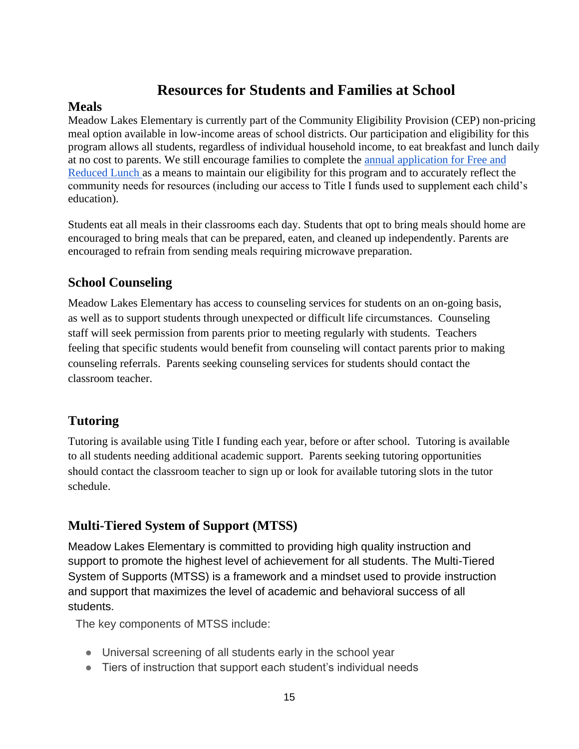# Resources for Students and Families at School

## Meals

Meadow Lakes Elementary is currently part of the Community Eligibility Provision (CEP) non-pricing meal option available in low-income areas of school districts. Our participation and eligibility for this program allows all students, regardless of individual household income, to eat breakfast and lunch daily at no cost to parents. We still encourage families to complete the [annual application for Free and Reduced Lunch ]as a means to maintain our eligibility for this program and to accurately reflect the community needs for resources (including our access to Title I funds used to supplement each child's education).

Students eat all meals in their classrooms each day. Students that opt to bring meals should home are encouraged to bring meals that can be prepared, eaten, and cleaned up independently. Parents are encouraged to refrain from sending meals requiring microwave preparation.

## School Counseling

Meadow Lakes Elementary has access to counseling services for students on an on-going basis, as well as to support students through unexpected or difficult life circumstances. Counseling staff will seek permission from parents prior to meeting regularly with students. Teachers feeling that specific students would benefit from counseling will contact parents prior to making counseling referrals. Parents seeking counseling services for students should contact the classroom teacher.

## Tutoring

Tutoring is available using Title I funding each year, before or after school. Tutoring is available to all students needing additional academic support. Parents seeking tutoring opportunities should contact the classroom teacher to sign up or look for available tutoring slots in the tutor schedule.

## Multi-Tiered System of Support (MTSS)

Meadow Lakes Elementary is committed to providing high quality instruction and support to promote the highest level of achievement for all students. The Multi-Tiered System of Supports (MTSS) is a framework and a mindset used to provide instruction and support that maximizes the level of academic and behavioral success of all students.

The key components of MTSS include:

- Universal screening of all students early in the school year
- Tiers of instruction that support each student's individual needs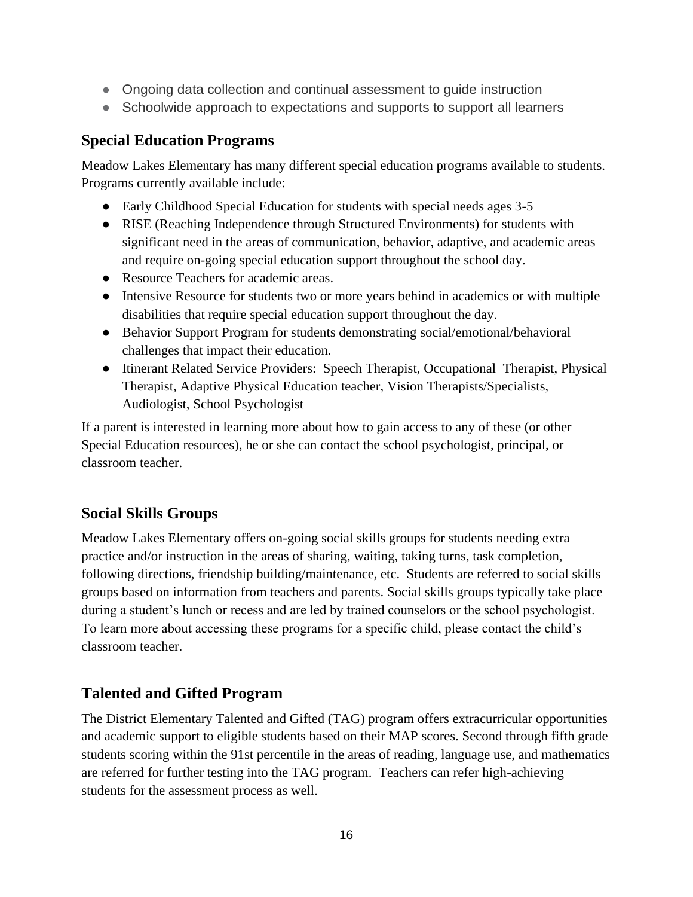- Ongoing data collection and continual assessment to guide instruction
- Schoolwide approach to expectations and supports to support all learners

### Special Education Programs

Meadow Lakes Elementary has many different special education programs available to students. Programs currently available include:

- Early Childhood Special Education for students with special needs ages 3-5
- RISE (Reaching Independence through Structured Environments) for students with significant need in the areas of communication, behavior, adaptive, and academic areas and require on-going special education support throughout the school day.
- Resource Teachers for academic areas.
- Intensive Resource for students two or more years behind in academics or with multiple disabilities that require special education support throughout the day.
- Behavior Support Program for students demonstrating social/emotional/behavioral challenges that impact their education.
- Itinerant Related Service Providers: Speech Therapist, Occupational Therapist, Physical Therapist, Adaptive Physical Education teacher, Vision Therapists/Specialists, Audiologist, School Psychologist

If a parent is interested in learning more about how to gain access to any of these (or other Special Education resources), he or she can contact the school psychologist, principal, or classroom teacher.

### Social Skills Groups

Meadow Lakes Elementary offers on-going social skills groups for students needing extra practice and/or instruction in the areas of sharing, waiting, taking turns, task completion, following directions, friendship building/maintenance, etc. Students are referred to social skills groups based on information from teachers and parents. Social skills groups typically take place during a student's lunch or recess and are led by trained counselors or the school psychologist. To learn more about accessing these programs for a specific child, please contact the child's classroom teacher.

### Talented and Gifted Program

The District Elementary Talented and Gifted (TAG) program offers extracurricular opportunities and academic support to eligible students based on their MAP scores. Second through fifth grade students scoring within the 91st percentile in the areas of reading, language use, and mathematics are referred for further testing into the TAG program. Teachers can refer high-achieving students for the assessment process as well.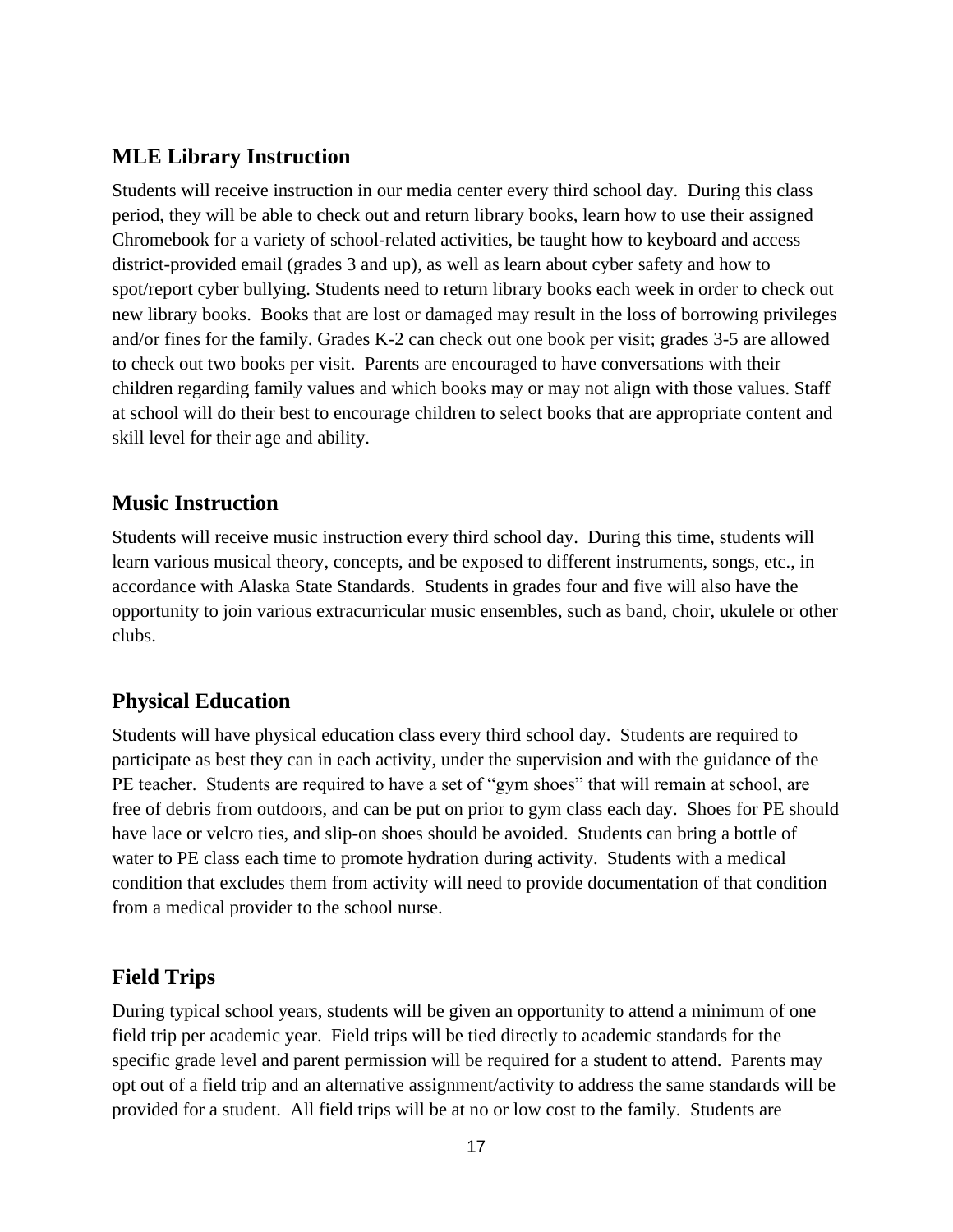## MLE Library Instruction

Students will receive instruction in our media center every third school day. During this class period, they will be able to check out and return library books, learn how to use their assigned Chromebook for a variety of school-related activities, be taught how to keyboard and access district-provided email (grades 3 and up), as well as learn about cyber safety and how to spot/report cyber bullying. Students need to return library books each week in order to check out new library books. Books that are lost or damaged may result in the loss of borrowing privileges and/or fines for the family. Grades K-2 can check out one book per visit; grades 3-5 are allowed to check out two books per visit. Parents are encouraged to have conversations with their children regarding family values and which books may or may not align with those values. Staff at school will do their best to encourage children to select books that are appropriate content and skill level for their age and ability.

## Music Instruction

Students will receive music instruction every third school day. During this time, students will learn various musical theory, concepts, and be exposed to different instruments, songs, etc., in accordance with Alaska State Standards. Students in grades four and five will also have the opportunity to join various extracurricular music ensembles, such as band, choir, ukulele or other clubs.

## Physical Education

Students will have physical education class every third school day. Students are required to participate as best they can in each activity, under the supervision and with the guidance of the PE teacher. Students are required to have a set of "gym shoes" that will remain at school, are free of debris from outdoors, and can be put on prior to gym class each day. Shoes for PE should have lace or velcro ties, and slip-on shoes should be avoided. Students can bring a bottle of water to PE class each time to promote hydration during activity. Students with a medical condition that excludes them from activity will need to provide documentation of that condition from a medical provider to the school nurse.

## Field Trips

During typical school years, students will be given an opportunity to attend a minimum of one field trip per academic year. Field trips will be tied directly to academic standards for the specific grade level and parent permission will be required for a student to attend. Parents may opt out of a field trip and an alternative assignment/activity to address the same standards will be provided for a student. All field trips will be at no or low cost to the family. Students are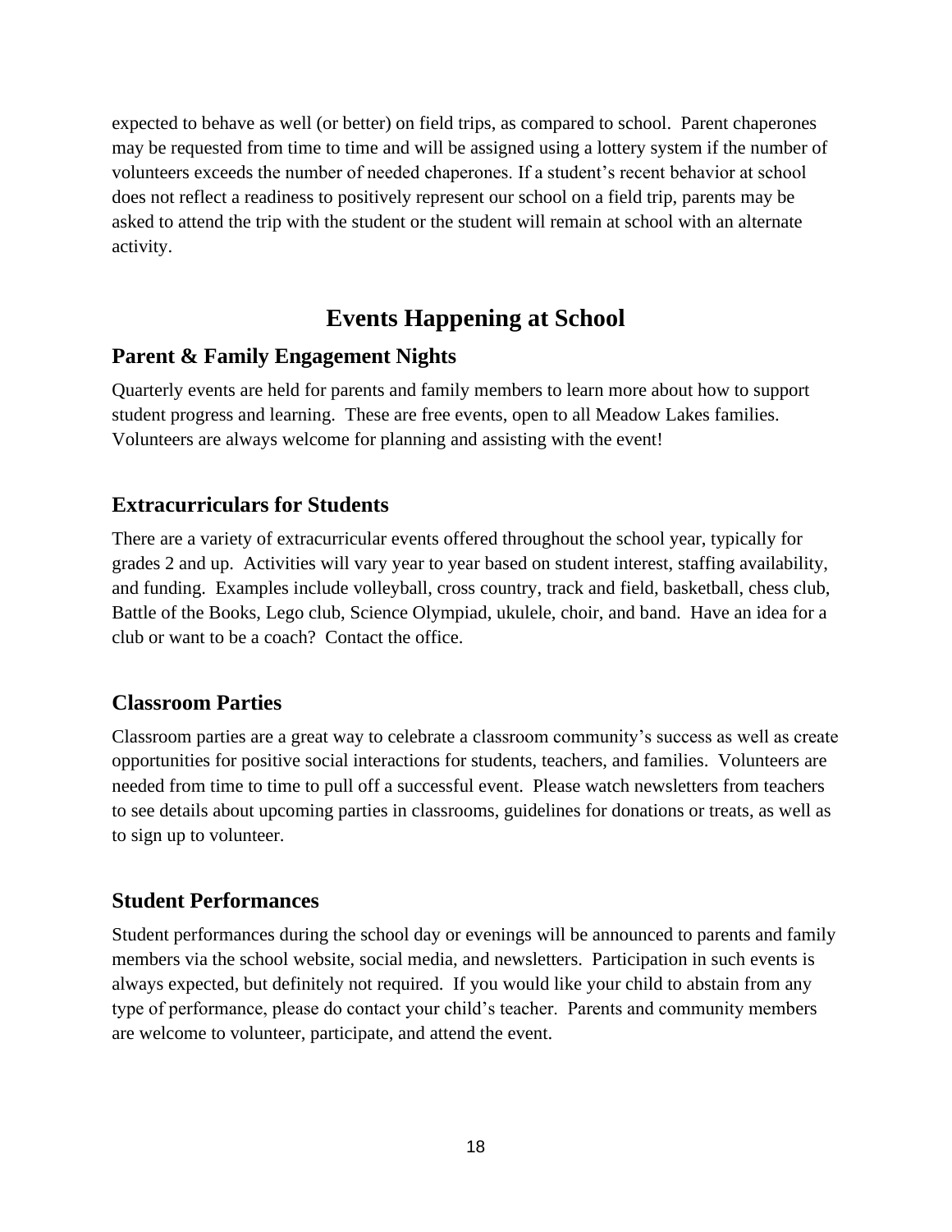expected to behave as well (or better) on field trips, as compared to school. Parent chaperones may be requested from time to time and will be assigned using a lottery system if the number of volunteers exceeds the number of needed chaperones. If a student's recent behavior at school does not reflect a readiness to positively represent our school on a field trip, parents may be asked to attend the trip with the student or the student will remain at school with an alternate activity.

# Events Happening at School

## Parent & Family Engagement Nights

Quarterly events are held for parents and family members to learn more about how to support student progress and learning. These are free events, open to all Meadow Lakes families. Volunteers are always welcome for planning and assisting with the event!

## Extracurriculars for Students

There are a variety of extracurricular events offered throughout the school year, typically for grades 2 and up. Activities will vary year to year based on student interest, staffing availability, and funding. Examples include volleyball, cross country, track and field, basketball, chess club, Battle of the Books, Lego club, Science Olympiad, ukulele, choir, and band. Have an idea for a club or want to be a coach? Contact the office.

## Classroom Parties

Classroom parties are a great way to celebrate a classroom community's success as well as create opportunities for positive social interactions for students, teachers, and families. Volunteers are needed from time to time to pull off a successful event. Please watch newsletters from teachers to see details about upcoming parties in classrooms, guidelines for donations or treats, as well as to sign up to volunteer.

## Student Performances

Student performances during the school day or evenings will be announced to parents and family members via the school website, social media, and newsletters. Participation in such events is always expected, but definitely not required. If you would like your child to abstain from any type of performance, please do contact your child's teacher. Parents and community members are welcome to volunteer, participate, and attend the event.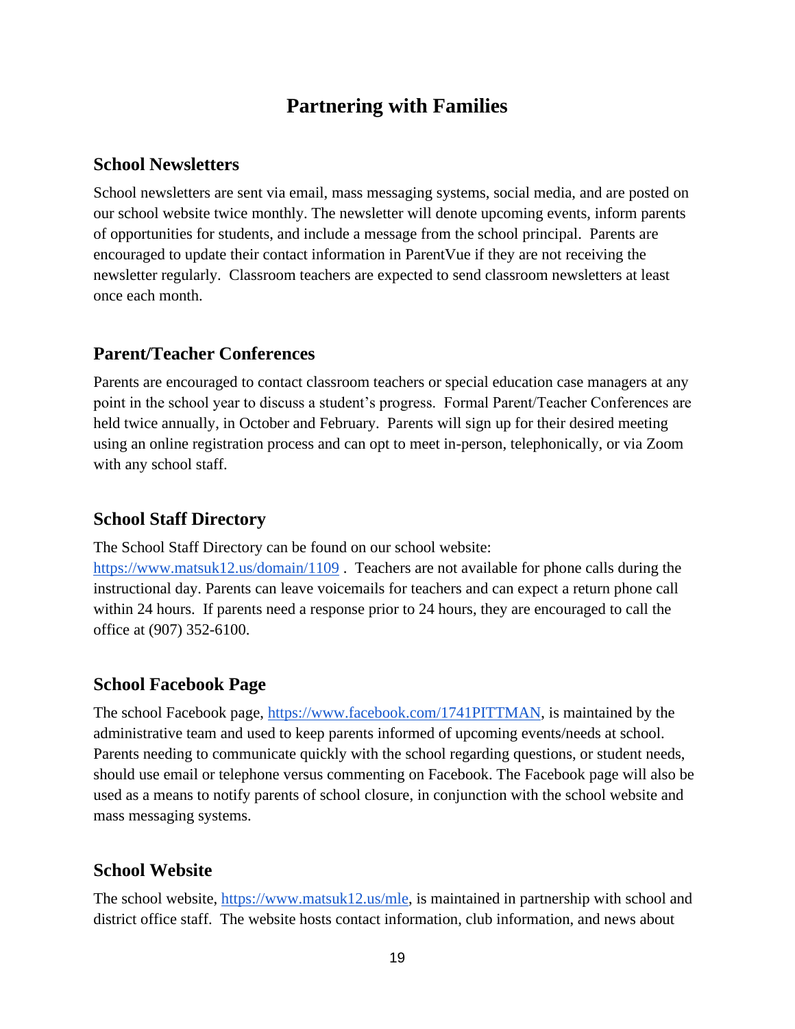# Partnering with Families

## School Newsletters

School newsletters are sent via email, mass messaging systems, social media, and are posted on our school website twice monthly. The newsletter will denote upcoming events, inform parents of opportunities for students, and include a message from the school principal. Parents are encouraged to update their contact information in ParentVue if they are not receiving the newsletter regularly. Classroom teachers are expected to send classroom newsletters at least once each month.

## Parent/Teacher Conferences

Parents are encouraged to contact classroom teachers or special education case managers at any point in the school year to discuss a student's progress. Formal Parent/Teacher Conferences are held twice annually, in October and February. Parents will sign up for their desired meeting using an online registration process and can opt to meet in-person, telephonically, or via Zoom with any school staff.

## School Staff Directory

The School Staff Directory can be found on our school website: https://www.matsuk12.us/domain/1109 . Teachers are not available for phone calls during the instructional day. Parents can leave voicemails for teachers and can expect a return phone call within 24 hours. If parents need a response prior to 24 hours, they are encouraged to call the office at (907) 352-6100.

## School Facebook Page

The school Facebook page, https://www.facebook.com/1741PITTMAN, is maintained by the administrative team and used to keep parents informed of upcoming events/needs at school. Parents needing to communicate quickly with the school regarding questions, or student needs, should use email or telephone versus commenting on Facebook. The Facebook page will also be used as a means to notify parents of school closure, in conjunction with the school website and mass messaging systems.

## School Website

The school website, https://www.matsuk12.us/mle, is maintained in partnership with school and district office staff. The website hosts contact information, club information, and news about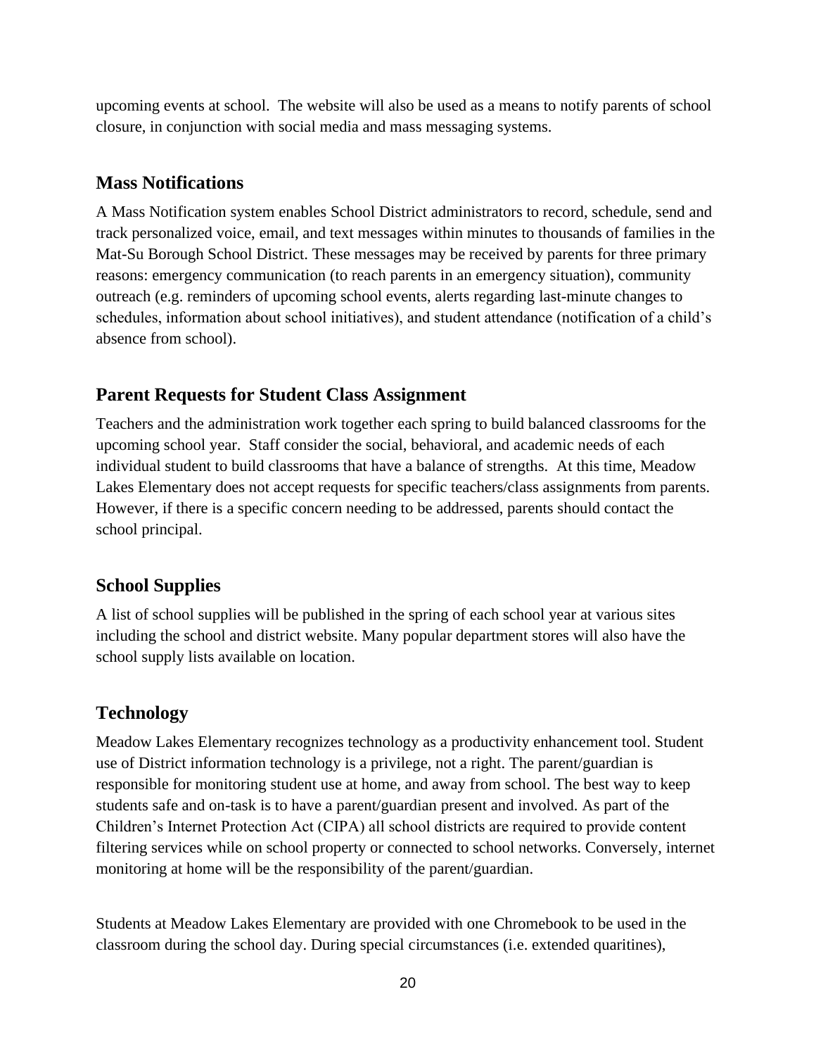upcoming events at school. The website will also be used as a means to notify parents of school closure, in conjunction with social media and mass messaging systems.

## Mass Notifications

A Mass Notification system enables School District administrators to record, schedule, send and track personalized voice, email, and text messages within minutes to thousands of families in the Mat-Su Borough School District. These messages may be received by parents for three primary reasons: emergency communication (to reach parents in an emergency situation), community outreach (e.g. reminders of upcoming school events, alerts regarding last-minute changes to schedules, information about school initiatives), and student attendance (notification of a child's absence from school).

## Parent Requests for Student Class Assignment

Teachers and the administration work together each spring to build balanced classrooms for the upcoming school year. Staff consider the social, behavioral, and academic needs of each individual student to build classrooms that have a balance of strengths. At this time, Meadow Lakes Elementary does not accept requests for specific teachers/class assignments from parents. However, if there is a specific concern needing to be addressed, parents should contact the school principal.

## School Supplies

A list of school supplies will be published in the spring of each school year at various sites including the school and district website. Many popular department stores will also have the school supply lists available on location.

## Technology

Meadow Lakes Elementary recognizes technology as a productivity enhancement tool. Student use of District information technology is a privilege, not a right. The parent/guardian is responsible for monitoring student use at home, and away from school. The best way to keep students safe and on-task is to have a parent/guardian present and involved. As part of the Children's Internet Protection Act (CIPA) all school districts are required to provide content filtering services while on school property or connected to school networks. Conversely, internet monitoring at home will be the responsibility of the parent/guardian.

Students at Meadow Lakes Elementary are provided with one Chromebook to be used in the classroom during the school day. During special circumstances (i.e. extended quaritines),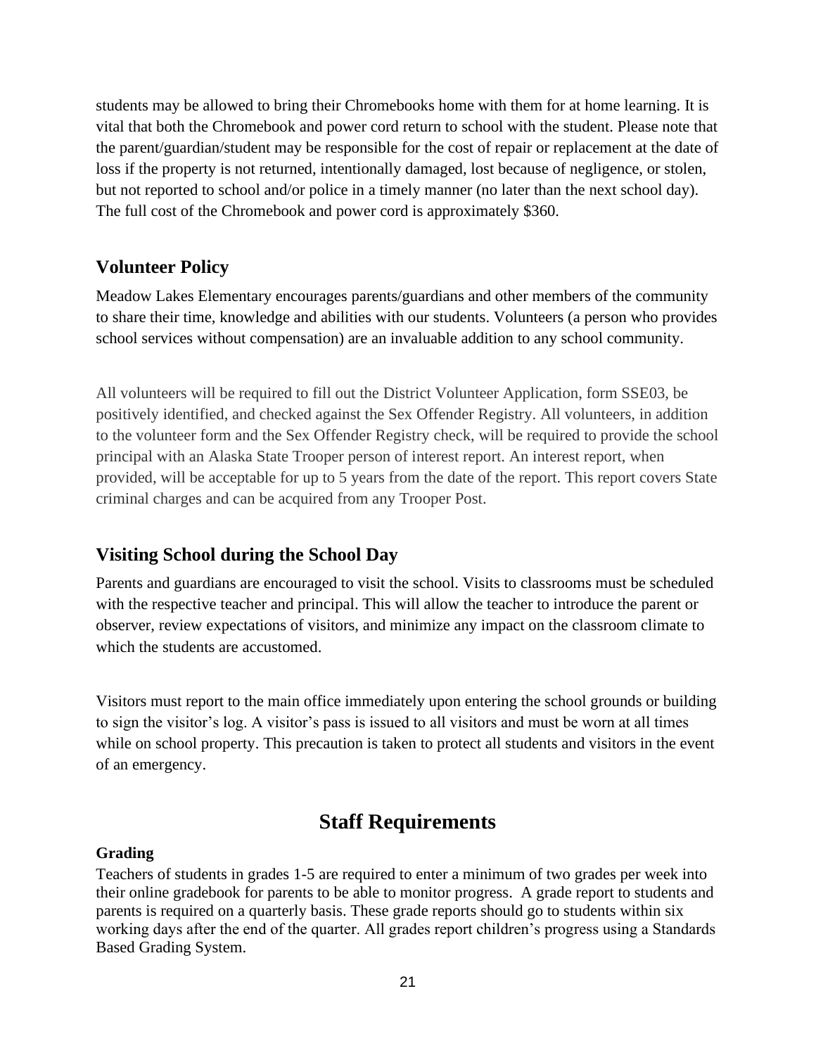students may be allowed to bring their Chromebooks home with them for at home learning. It is vital that both the Chromebook and power cord return to school with the student. Please note that the parent/guardian/student may be responsible for the cost of repair or replacement at the date of loss if the property is not returned, intentionally damaged, lost because of negligence, or stolen, but not reported to school and/or police in a timely manner (no later than the next school day). The full cost of the Chromebook and power cord is approximately $360.

## Volunteer Policy

Meadow Lakes Elementary encourages parents/guardians and other members of the community to share their time, knowledge and abilities with our students. Volunteers (a person who provides school services without compensation) are an invaluable addition to any school community.

All volunteers will be required to fill out the District Volunteer Application, form SSE03, be positively identified, and checked against the Sex Offender Registry. All volunteers, in addition to the volunteer form and the Sex Offender Registry check, will be required to provide the school principal with an Alaska State Trooper person of interest report. An interest report, when provided, will be acceptable for up to 5 years from the date of the report. This report covers State criminal charges and can be acquired from any Trooper Post.

## Visiting School during the School Day

Parents and guardians are encouraged to visit the school. Visits to classrooms must be scheduled with the respective teacher and principal. This will allow the teacher to introduce the parent or observer, review expectations of visitors, and minimize any impact on the classroom climate to which the students are accustomed.

Visitors must report to the main office immediately upon entering the school grounds or building to sign the visitor's log. A visitor's pass is issued to all visitors and must be worn at all times while on school property. This precaution is taken to protect all students and visitors in the event of an emergency.

# Staff Requirements

### Grading

Teachers of students in grades 1-5 are required to enter a minimum of two grades per week into their online gradebook for parents to be able to monitor progress. A grade report to students and parents is required on a quarterly basis. These grade reports should go to students within six working days after the end of the quarter. All grades report children's progress using a Standards Based Grading System.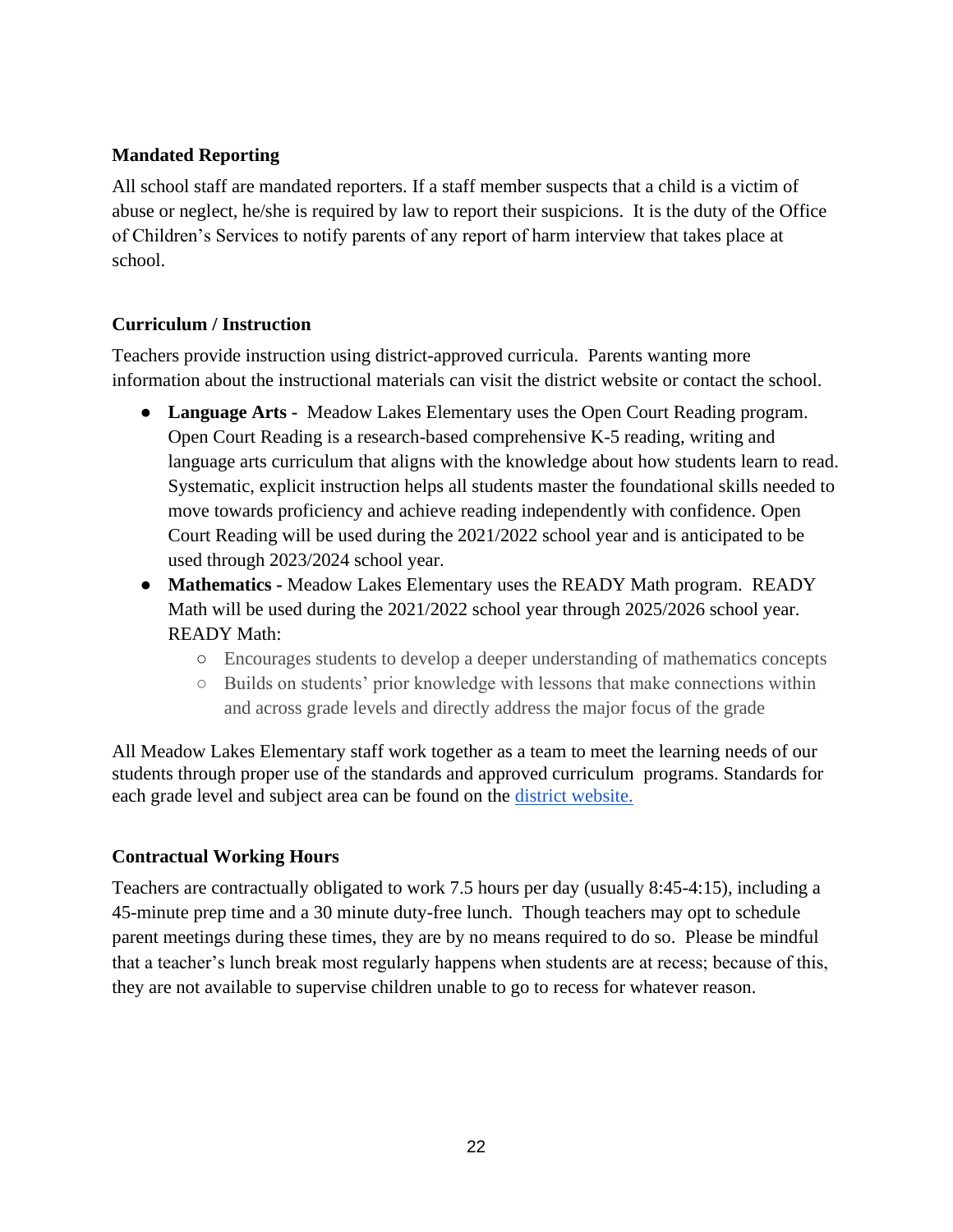**Mandated Reporting**

All school staff are mandated reporters. If a staff member suspects that a child is a victim of abuse or neglect, he/she is required by law to report their suspicions. It is the duty of the Office of Children's Services to notify parents of any report of harm interview that takes place at school.

**Curriculum / Instruction**

Teachers provide instruction using district-approved curricula. Parents wanting more information about the instructional materials can visit the district website or contact the school.

- **Language Arts -** Meadow Lakes Elementary uses the Open Court Reading program. Open Court Reading is a research-based comprehensive K-5 reading, writing and language arts curriculum that aligns with the knowledge about how students learn to read. Systematic, explicit instruction helps all students master the foundational skills needed to move towards proficiency and achieve reading independently with confidence. Open Court Reading will be used during the 2021/2022 school year and is anticipated to be used through 2023/2024 school year.
- **Mathematics -** Meadow Lakes Elementary uses the READY Math program. READY Math will be used during the 2021/2022 school year through 2025/2026 school year. READY Math:
  - Encourages students to develop a deeper understanding of mathematics concepts
  - Builds on students' prior knowledge with lessons that make connections within and across grade levels and directly address the major focus of the grade

All Meadow Lakes Elementary staff work together as a team to meet the learning needs of our students through proper use of the standards and approved curriculum programs. Standards for each grade level and subject area can be found on the district website.

**Contractual Working Hours**

Teachers are contractually obligated to work 7.5 hours per day (usually 8:45-4:15), including a 45-minute prep time and a 30 minute duty-free lunch. Though teachers may opt to schedule parent meetings during these times, they are by no means required to do so. Please be mindful that a teacher's lunch break most regularly happens when students are at recess; because of this, they are not available to supervise children unable to go to recess for whatever reason.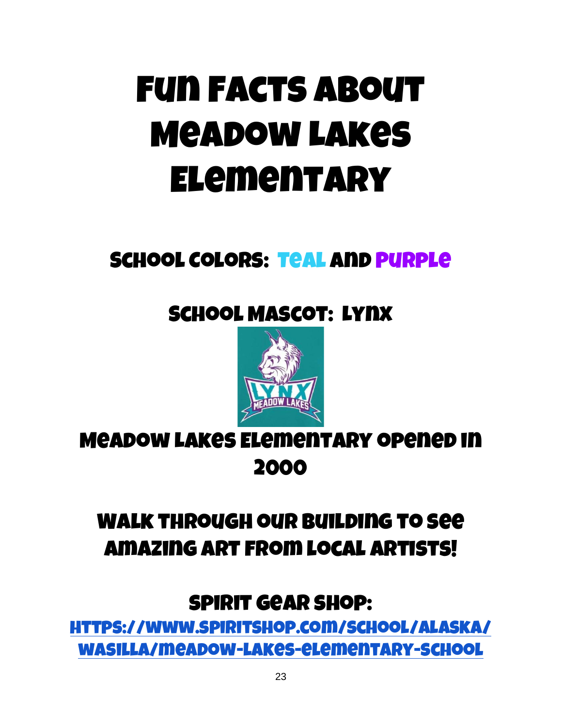# Fun Facts About Meadow Lakes Elementary

## School Colors: Teal and Purple

## School Mascot: Lynx

## Meadow Lakes Elementary opened in 2000

## Walk through our building to see amazing art from local artists!

## Spirit Gear Shop:

[https://www.spiritshop.com/school/alaska/wasilla/meadow-lakes-elementary-school](https://www.spiritshop.com/school/alaska/wasilla/meadow-lakes-elementary-school)